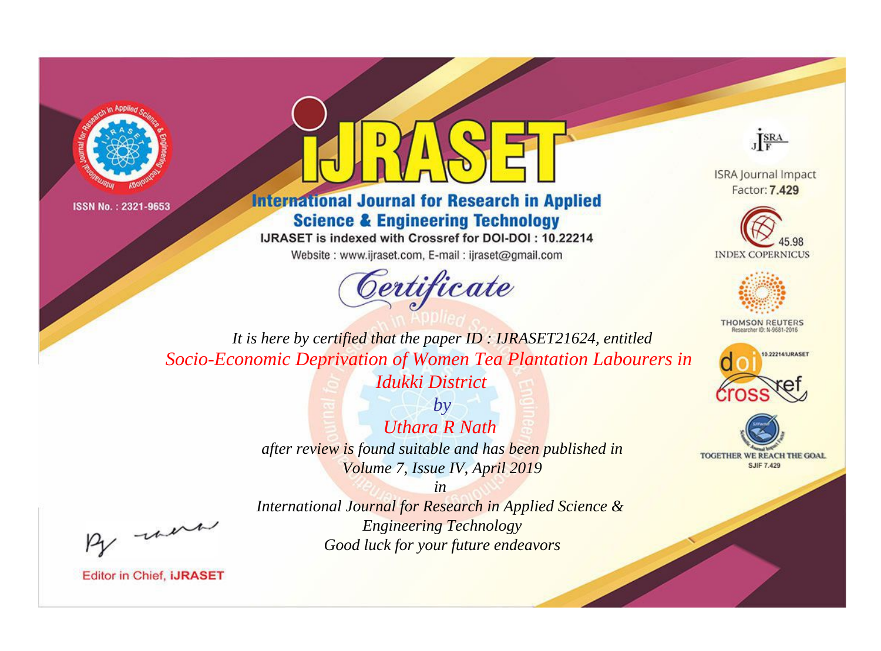ISSN No. : 2321-9653

# IJRASET

## International Journal for Research in Applied Science & Engineering Technology

IJRASET is indexed with Crossref for DOI-DOI : 10.22214

Website : www.ijraset.com, E-mail : ijraset@gmail.com

ISRA Journal Impact Factor: **7.429**

45.98 INDEX COPERNICUS

THOMSON REUTERS Researcher ID: N-9681-2016

10.22214/IJRASET

TOGETHER WE REACH THE GOAL SJIF 7.429

# *Certificate*

*It is here by certified that the paper ID : IJRASET21624, entitled*

*Socio-Economic Deprivation of Women Tea Plantation Labourers in Idukki District*

*by*

*Uthara R Nath*

*after review is found suitable and has been published in*

*Volume 7, Issue IV, April 2019*

*in*

*International Journal for Research in Applied Science & Engineering Technology*

*Good luck for your future endeavors*

Editor in Chief, **iJRASET**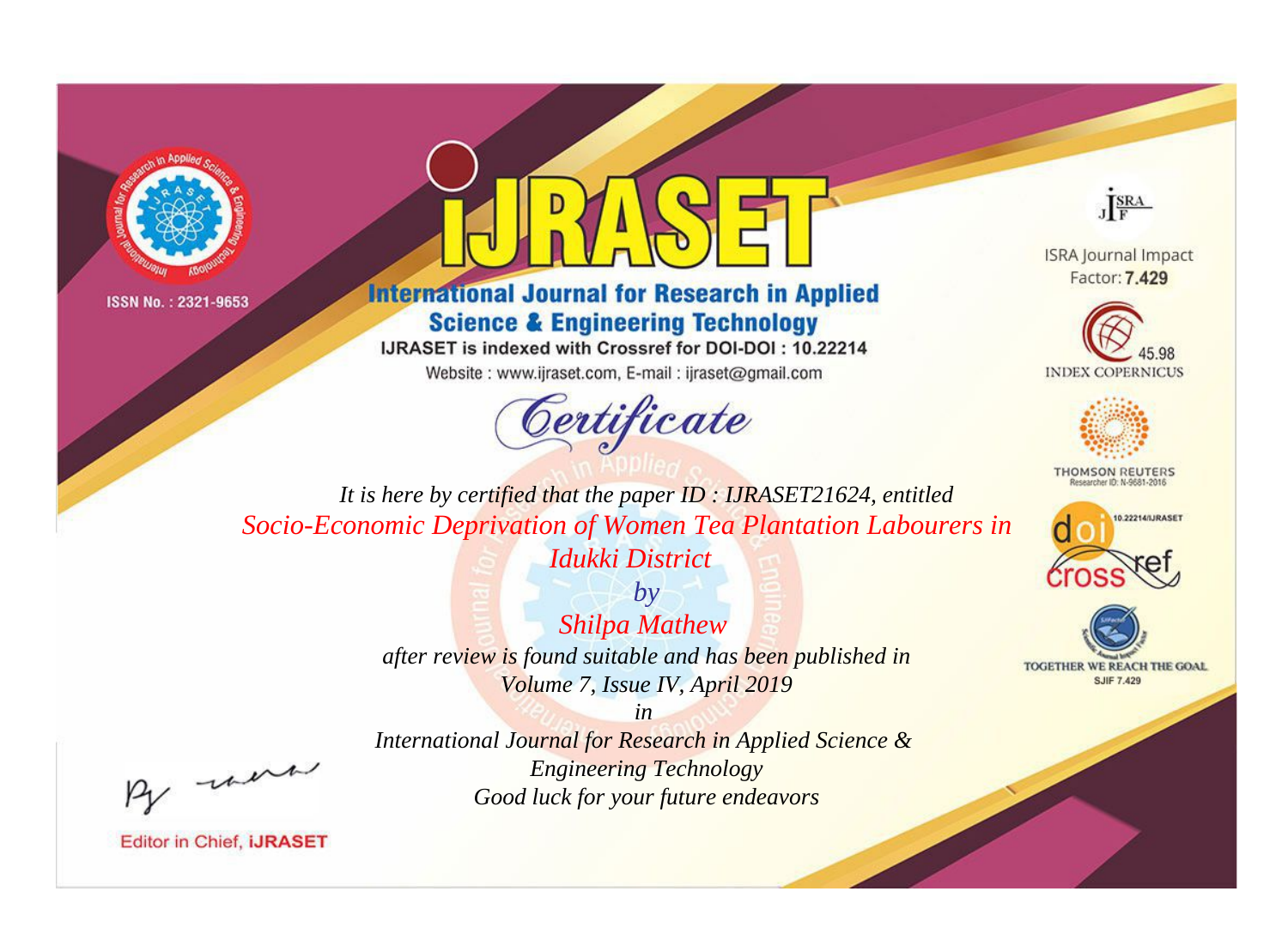ISSN No. : 2321-9653

# IJRASET

## International Journal for Research in Applied Science & Engineering Technology

IJRASET is indexed with Crossref for DOI-DOI : 10.22214

Website : www.ijraset.com, E-mail : ijraset@gmail.com

ISRA Journal Impact Factor: **7.429**

45.98 INDEX COPERNICUS

THOMSON REUTERS Researcher ID: N-9681-2016

10.22214/IJRASET

TOGETHER WE REACH THE GOAL SJIF 7.429

# *Certificate*

*It is here by certified that the paper ID : IJRASET21624, entitled*

*Socio-Economic Deprivation of Women Tea Plantation Labourers in Idukki District*

*by*

*Shilpa Mathew*

*after review is found suitable and has been published in*

*Volume 7, Issue IV, April 2019*

*in*

*International Journal for Research in Applied Science & Engineering Technology*

*Good luck for your future endeavors*

Editor in Chief, **iJRASET**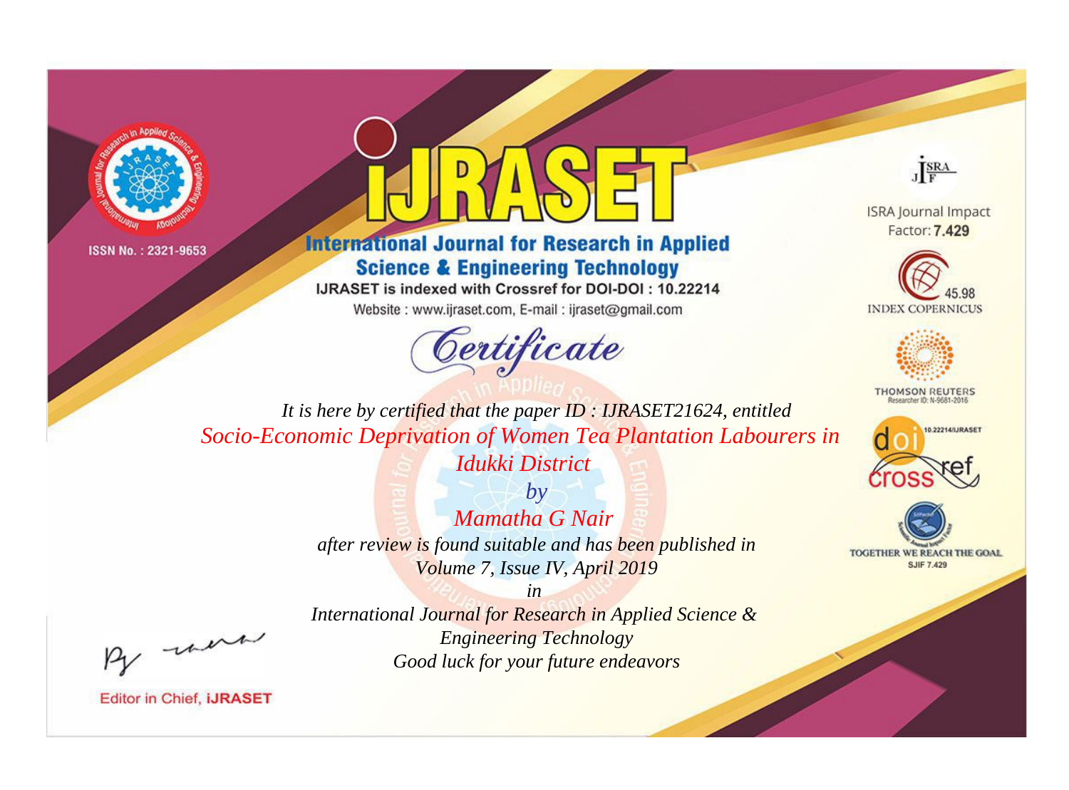ISSN No. : 2321-9653

# IJRASET

## International Journal for Research in Applied Science & Engineering Technology

IJRASET is indexed with Crossref for DOI-DOI : 10.22214

Website : www.ijraset.com, E-mail : ijraset@gmail.com

ISRA Journal Impact Factor: **7.429**

45.98 INDEX COPERNICUS

THOMSON REUTERS Researcher ID: N-9681-2016

10.22214/IJRASET

TOGETHER WE REACH THE GOAL SJIF 7.429

## *Certificate*

*It is here by certified that the paper ID : IJRASET21624, entitled*

*Socio-Economic Deprivation of Women Tea Plantation Labourers in Idukki District*

*by*

*Mamatha G Nair*

*after review is found suitable and has been published in*

*Volume 7, Issue IV, April 2019*

*in*

*International Journal for Research in Applied Science & Engineering Technology*

*Good luck for your future endeavors*

Editor in Chief, **iJRASET**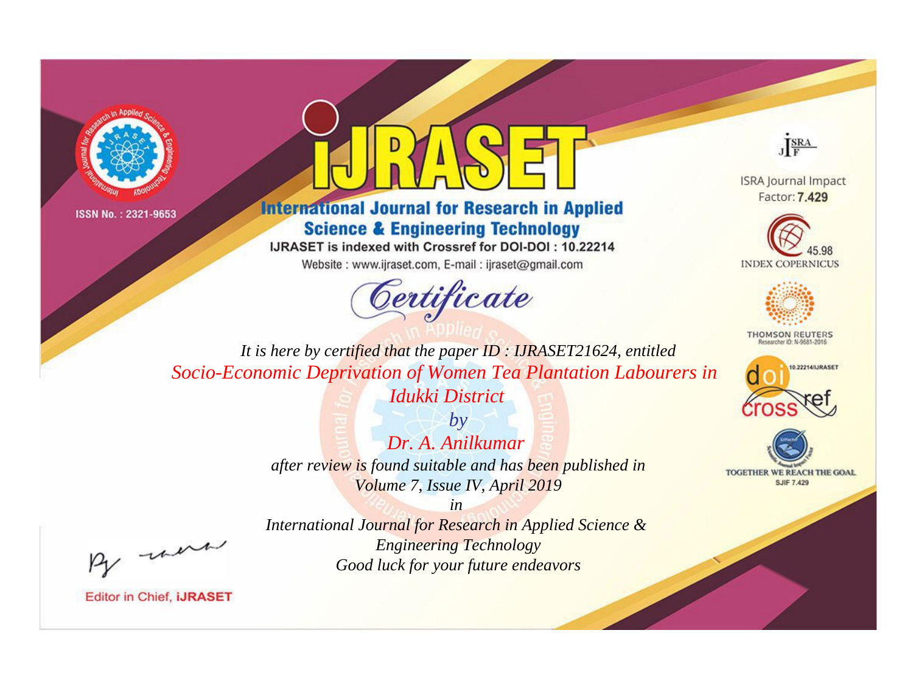ISSN No. : 2321-9653

# IJRASET

## International Journal for Research in Applied Science & Engineering Technology

IJRASET is indexed with Crossref for DOI-DOI : 10.22214

Website : www.ijraset.com, E-mail : ijraset@gmail.com

## Certificate

*It is here by certified that the paper ID : IJRASET21624, entitled*

*Socio-Economic Deprivation of Women Tea Plantation Labourers in Idukki District*

*by*

*Dr. A. Anilkumar*

*after review is found suitable and has been published in*

*Volume 7, Issue IV, April 2019*

*in*

*International Journal for Research in Applied Science & Engineering Technology*

*Good luck for your future endeavors*

ISRA Journal Impact Factor: **7.429**

45.98 INDEX COPERNICUS

THOMSON REUTERS Researcher ID: N-9681-2016

10.22214/IJRASET

TOGETHER WE REACH THE GOAL SJIF 7.429

Editor in Chief, **iJRASET**